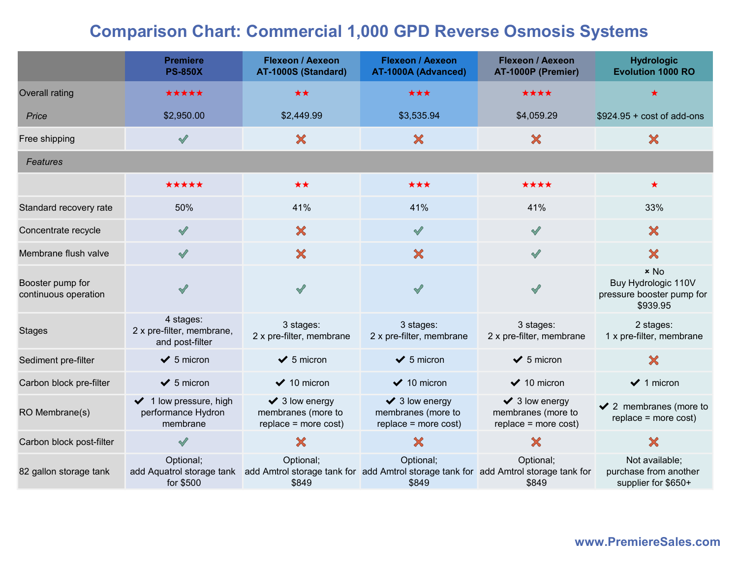# Comparison Chart: Commercial 1,000 GPD Reverse Osmosis Systems

| | Premiere PS-850X | Flexeon / Aexeon AT-1000S (Standard) | Flexeon / Aexeon AT-1000A (Advanced) | Flexeon / Aexeon AT-1000P (Premier) | Hydrologic Evolution 1000 RO |
|---|---|---|---|---|---|
| Overall rating | ★★★★★ | ★★ | ★★★ | ★★★★ | ★ |
| *Price* | $2,950.00 | $2,449.99 | $3,535.94 | $4,059.29 | $924.95 + cost of add-ons |
| Free shipping | ✓ | ✗ | ✗ | ✗ | ✗ |
| *Features* | | | | | |
| | ★★★★★ | ★★ | ★★★ | ★★★★ | ★ |
| Standard recovery rate | 50% | 41% | 41% | 41% | 33% |
| Concentrate recycle | ✓ | ✗ | ✓ | ✓ | ✗ |
| Membrane flush valve | ✓ | ✗ | ✗ | ✓ | ✗ |
| Booster pump for continuous operation | ✓ | ✓ | ✓ | ✓ | ✗ No<br>Buy Hydrologic 110V pressure booster pump for $939.95 |
| Stages | 4 stages:<br>2 x pre-filter, membrane, and post-filter | 3 stages:<br>2 x pre-filter, membrane | 3 stages:<br>2 x pre-filter, membrane | 3 stages:<br>2 x pre-filter, membrane | 2 stages:<br>1 x pre-filter, membrane |
| Sediment pre-filter | ✓ 5 micron | ✓ 5 micron | ✓ 5 micron | ✓ 5 micron | ✗ |
| Carbon block pre-filter | ✓ 5 micron | ✓ 10 micron | ✓ 10 micron | ✓ 10 micron | ✓ 1 micron |
| RO Membrane(s) | ✓ 1 low pressure, high performance Hydron membrane | ✓ 3 low energy membranes (more to replace = more cost) | ✓ 3 low energy membranes (more to replace = more cost) | ✓ 3 low energy membranes (more to replace = more cost) | ✓ 2 membranes (more to replace = more cost) |
| Carbon block post-filter | ✓ | ✗ | ✗ | ✗ | ✗ |
| 82 gallon storage tank | Optional;<br>add Aquatrol storage tank for $500 | Optional;<br>add Amtrol storage tank for $849 | Optional;<br>add Amtrol storage tank for $849 | Optional;<br>add Amtrol storage tank for $849 | Not available;<br>purchase from another supplier for $650+ |

www.PremiereSales.com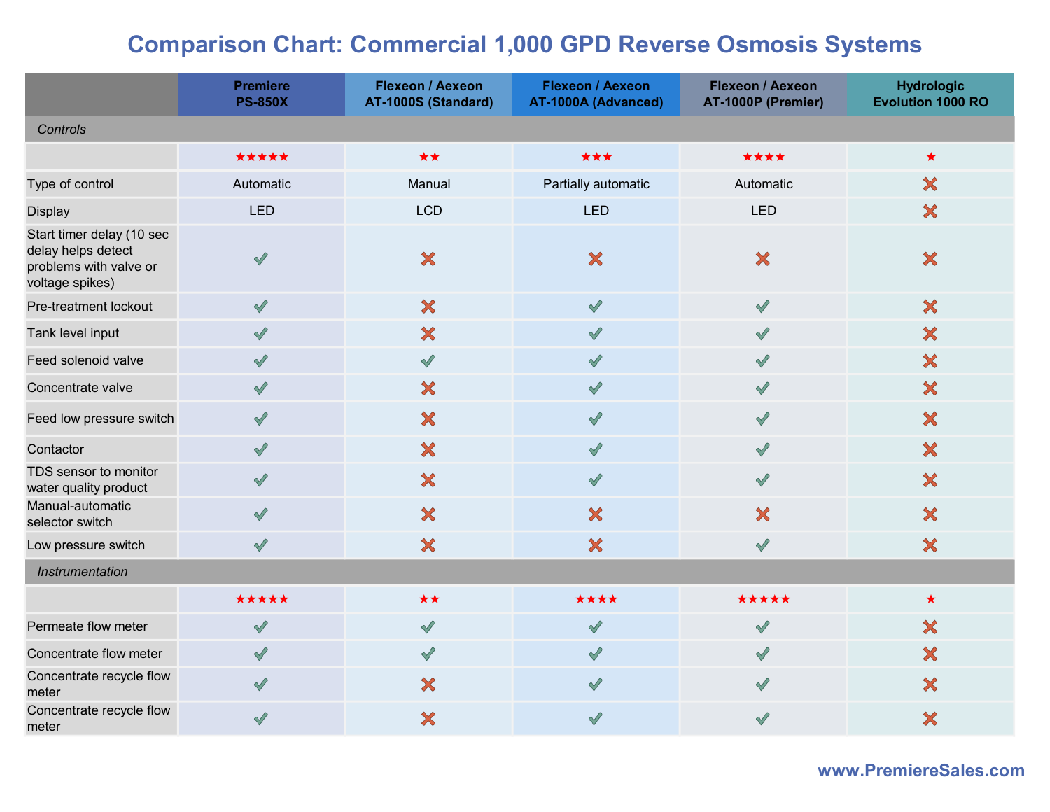# Comparison Chart: Commercial 1,000 GPD Reverse Osmosis Systems

| | Premiere PS-850X | Flexeon / Aexeon AT-1000S (Standard) | Flexeon / Aexeon AT-1000A (Advanced) | Flexeon / Aexeon AT-1000P (Premier) | Hydrologic Evolution 1000 RO |
|---|---|---|---|---|---|
| *Controls* | | | | | |
| | ★★★★★ | ★★ | ★★★ | ★★★★ | ★ |
| Type of control | Automatic | Manual | Partially automatic | Automatic | ✘ |
| Display | LED | LCD | LED | LED | ✘ |
| Start timer delay (10 sec delay helps detect problems with valve or voltage spikes) | ✔ | ✘ | ✘ | ✘ | ✘ |
| Pre-treatment lockout | ✔ | ✘ | ✔ | ✔ | ✘ |
| Tank level input | ✔ | ✘ | ✔ | ✔ | ✘ |
| Feed solenoid valve | ✔ | ✔ | ✔ | ✔ | ✘ |
| Concentrate valve | ✔ | ✘ | ✔ | ✔ | ✘ |
| Feed low pressure switch | ✔ | ✘ | ✔ | ✔ | ✘ |
| Contactor | ✔ | ✘ | ✔ | ✔ | ✘ |
| TDS sensor to monitor water quality product | ✔ | ✘ | ✔ | ✔ | ✘ |
| Manual-automatic selector switch | ✔ | ✘ | ✘ | ✘ | ✘ |
| Low pressure switch | ✔ | ✘ | ✘ | ✔ | ✘ |
| *Instrumentation* | | | | | |
| | ★★★★★ | ★★ | ★★★★ | ★★★★★ | ★ |
| Permeate flow meter | ✔ | ✔ | ✔ | ✔ | ✘ |
| Concentrate flow meter | ✔ | ✔ | ✔ | ✔ | ✘ |
| Concentrate recycle flow meter | ✔ | ✘ | ✔ | ✔ | ✘ |
| Concentrate recycle flow meter | ✔ | ✘ | ✔ | ✔ | ✘ |

www.PremiereSales.com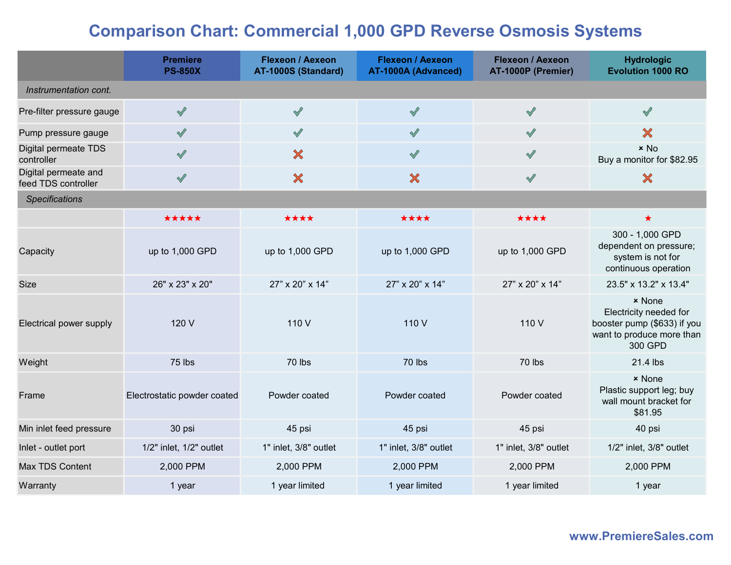# Comparison Chart: Commercial 1,000 GPD Reverse Osmosis Systems

| | Premiere PS-850X | Flexeon / Aexeon AT-1000S (Standard) | Flexeon / Aexeon AT-1000A (Advanced) | Flexeon / Aexeon AT-1000P (Premier) | Hydrologic Evolution 1000 RO |
|---|---|---|---|---|---|
| *Instrumentation cont.* | | | | | |
| Pre-filter pressure gauge | ✔ | ✔ | ✔ | ✔ | ✔ |
| Pump pressure gauge | ✔ | ✔ | ✔ | ✔ | ✘ |
| Digital permeate TDS controller | ✔ | ✘ | ✔ | ✔ | × No Buy a monitor for $82.95 |
| Digital permeate and feed TDS controller | ✔ | ✘ | ✘ | ✔ | ✘ |
| *Specifications* | | | | | |
| | ★★★★★ | ★★★★ | ★★★★ | ★★★★ | ★ |
| Capacity | up to 1,000 GPD | up to 1,000 GPD | up to 1,000 GPD | up to 1,000 GPD | 300 - 1,000 GPD dependent on pressure; system is not for continuous operation |
| Size | 26" x 23" x 20" | 27” x 20” x 14” | 27” x 20” x 14” | 27” x 20” x 14” | 23.5" x 13.2" x 13.4" |
| Electrical power supply | 120 V | 110 V | 110 V | 110 V | × None Electricity needed for booster pump ($633) if you want to produce more than 300 GPD |
| Weight | 75 lbs | 70 lbs | 70 lbs | 70 lbs | 21.4 lbs |
| Frame | Electrostatic powder coated | Powder coated | Powder coated | Powder coated | × None Plastic support leg; buy wall mount bracket for $81.95 |
| Min inlet feed pressure | 30 psi | 45 psi | 45 psi | 45 psi | 40 psi |
| Inlet - outlet port | 1/2" inlet, 1/2" outlet | 1" inlet, 3/8" outlet | 1" inlet, 3/8" outlet | 1" inlet, 3/8" outlet | 1/2" inlet, 3/8" outlet |
| Max TDS Content | 2,000 PPM | 2,000 PPM | 2,000 PPM | 2,000 PPM | 2,000 PPM |
| Warranty | 1 year | 1 year limited | 1 year limited | 1 year limited | 1 year |

www.PremiereSales.com